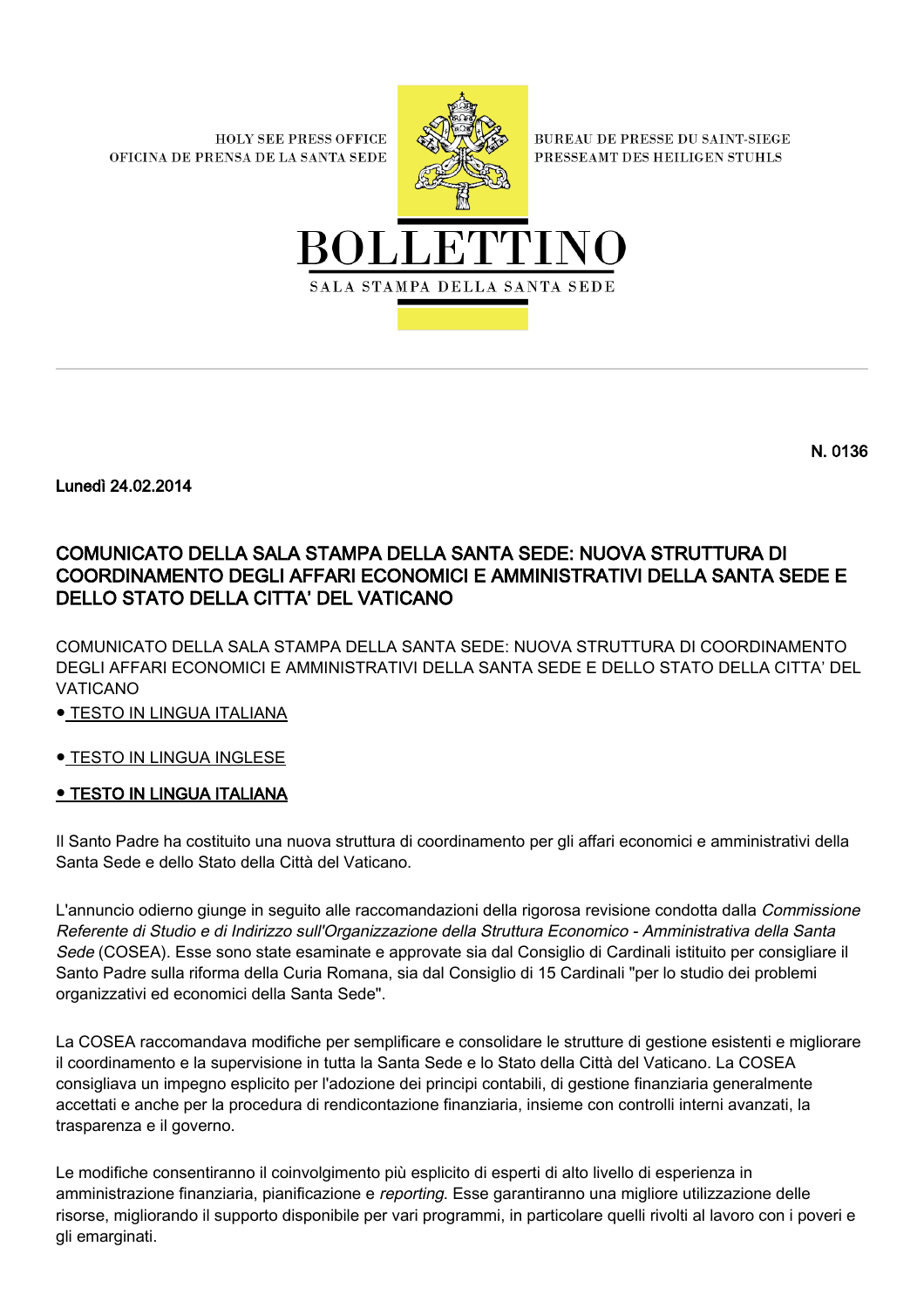HOLY SEE PRESS OFFICE
OFICINA DE PRENSA DE LA SANTA SEDE

BUREAU DE PRESSE DU SAINT-SIEGE
PRESSEAMT DES HEILIGEN STUHLS

# BOLLETTINO

SALA STAMPA DELLA SANTA SEDE

N. 0136

Lunedì 24.02.2014

## COMUNICATO DELLA SALA STAMPA DELLA SANTA SEDE: NUOVA STRUTTURA DI COORDINAMENTO DEGLI AFFARI ECONOMICI E AMMINISTRATIVI DELLA SANTA SEDE E DELLO STATO DELLA CITTA' DEL VATICANO

COMUNICATO DELLA SALA STAMPA DELLA SANTA SEDE: NUOVA STRUTTURA DI COORDINAMENTO DEGLI AFFARI ECONOMICI E AMMINISTRATIVI DELLA SANTA SEDE E DELLO STATO DELLA CITTA' DEL VATICANO

- TESTO IN LINGUA ITALIANA
- TESTO IN LINGUA INGLESE

### ● TESTO IN LINGUA ITALIANA

Il Santo Padre ha costituito una nuova struttura di coordinamento per gli affari economici e amministrativi della Santa Sede e dello Stato della Città del Vaticano.

L'annuncio odierno giunge in seguito alle raccomandazioni della rigorosa revisione condotta dalla *Commissione Referente di Studio e di Indirizzo sull'Organizzazione della Struttura Economico - Amministrativa della Santa Sede* (COSEA). Esse sono state esaminate e approvate sia dal Consiglio di Cardinali istituito per consigliare il Santo Padre sulla riforma della Curia Romana, sia dal Consiglio di 15 Cardinali "per lo studio dei problemi organizzativi ed economici della Santa Sede".

La COSEA raccomandava modifiche per semplificare e consolidare le strutture di gestione esistenti e migliorare il coordinamento e la supervisione in tutta la Santa Sede e lo Stato della Città del Vaticano. La COSEA consigliava un impegno esplicito per l'adozione dei principi contabili, di gestione finanziaria generalmente accettati e anche per la procedura di rendicontazione finanziaria, insieme con controlli interni avanzati, la trasparenza e il governo.

Le modifiche consentiranno il coinvolgimento più esplicito di esperti di alto livello di esperienza in amministrazione finanziaria, pianificazione e *reporting*. Esse garantiranno una migliore utilizzazione delle risorse, migliorando il supporto disponibile per vari programmi, in particolare quelli rivolti al lavoro con i poveri e gli emarginati.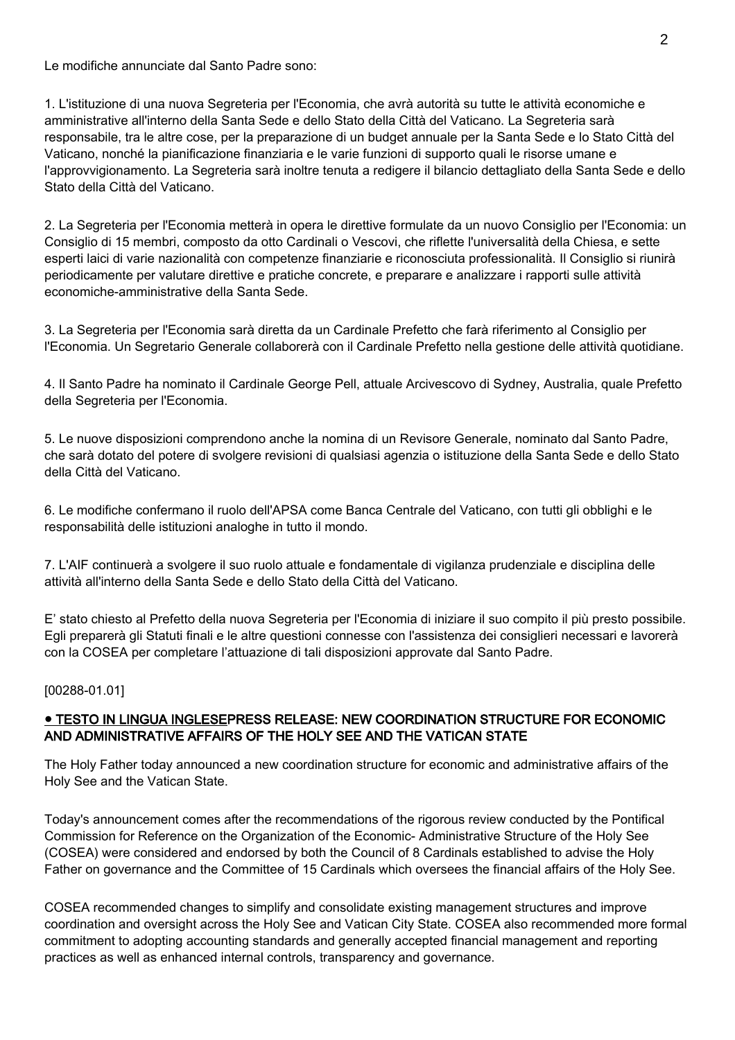Le modifiche annunciate dal Santo Padre sono:

1. L'istituzione di una nuova Segreteria per l'Economia, che avrà autorità su tutte le attività economiche e amministrative all'interno della Santa Sede e dello Stato della Città del Vaticano. La Segreteria sarà responsabile, tra le altre cose, per la preparazione di un budget annuale per la Santa Sede e lo Stato Città del Vaticano, nonché la pianificazione finanziaria e le varie funzioni di supporto quali le risorse umane e l'approvvigionamento. La Segreteria sarà inoltre tenuta a redigere il bilancio dettagliato della Santa Sede e dello Stato della Città del Vaticano.

2. La Segreteria per l'Economia metterà in opera le direttive formulate da un nuovo Consiglio per l'Economia: un Consiglio di 15 membri, composto da otto Cardinali o Vescovi, che riflette l'universalità della Chiesa, e sette esperti laici di varie nazionalità con competenze finanziarie e riconosciuta professionalità. Il Consiglio si riunirà periodicamente per valutare direttive e pratiche concrete, e preparare e analizzare i rapporti sulle attività economiche-amministrative della Santa Sede.

3. La Segreteria per l'Economia sarà diretta da un Cardinale Prefetto che farà riferimento al Consiglio per l'Economia. Un Segretario Generale collaborerà con il Cardinale Prefetto nella gestione delle attività quotidiane.

4. Il Santo Padre ha nominato il Cardinale George Pell, attuale Arcivescovo di Sydney, Australia, quale Prefetto della Segreteria per l'Economia.

5. Le nuove disposizioni comprendono anche la nomina di un Revisore Generale, nominato dal Santo Padre, che sarà dotato del potere di svolgere revisioni di qualsiasi agenzia o istituzione della Santa Sede e dello Stato della Città del Vaticano.

6. Le modifiche confermano il ruolo dell'APSA come Banca Centrale del Vaticano, con tutti gli obblighi e le responsabilità delle istituzioni analoghe in tutto il mondo.

7. L'AIF continuerà a svolgere il suo ruolo attuale e fondamentale di vigilanza prudenziale e disciplina delle attività all'interno della Santa Sede e dello Stato della Città del Vaticano.

E' stato chiesto al Prefetto della nuova Segreteria per l'Economia di iniziare il suo compito il più presto possibile. Egli preparerà gli Statuti finali e le altre questioni connesse con l'assistenza dei consiglieri necessari e lavorerà con la COSEA per completare l'attuazione di tali disposizioni approvate dal Santo Padre.

[00288-01.01]

## ● TESTO IN LINGUA INGLESE PRESS RELEASE: NEW COORDINATION STRUCTURE FOR ECONOMIC AND ADMINISTRATIVE AFFAIRS OF THE HOLY SEE AND THE VATICAN STATE

The Holy Father today announced a new coordination structure for economic and administrative affairs of the Holy See and the Vatican State.

Today's announcement comes after the recommendations of the rigorous review conducted by the Pontifical Commission for Reference on the Organization of the Economic- Administrative Structure of the Holy See (COSEA) were considered and endorsed by both the Council of 8 Cardinals established to advise the Holy Father on governance and the Committee of 15 Cardinals which oversees the financial affairs of the Holy See.

COSEA recommended changes to simplify and consolidate existing management structures and improve coordination and oversight across the Holy See and Vatican City State. COSEA also recommended more formal commitment to adopting accounting standards and generally accepted financial management and reporting practices as well as enhanced internal controls, transparency and governance.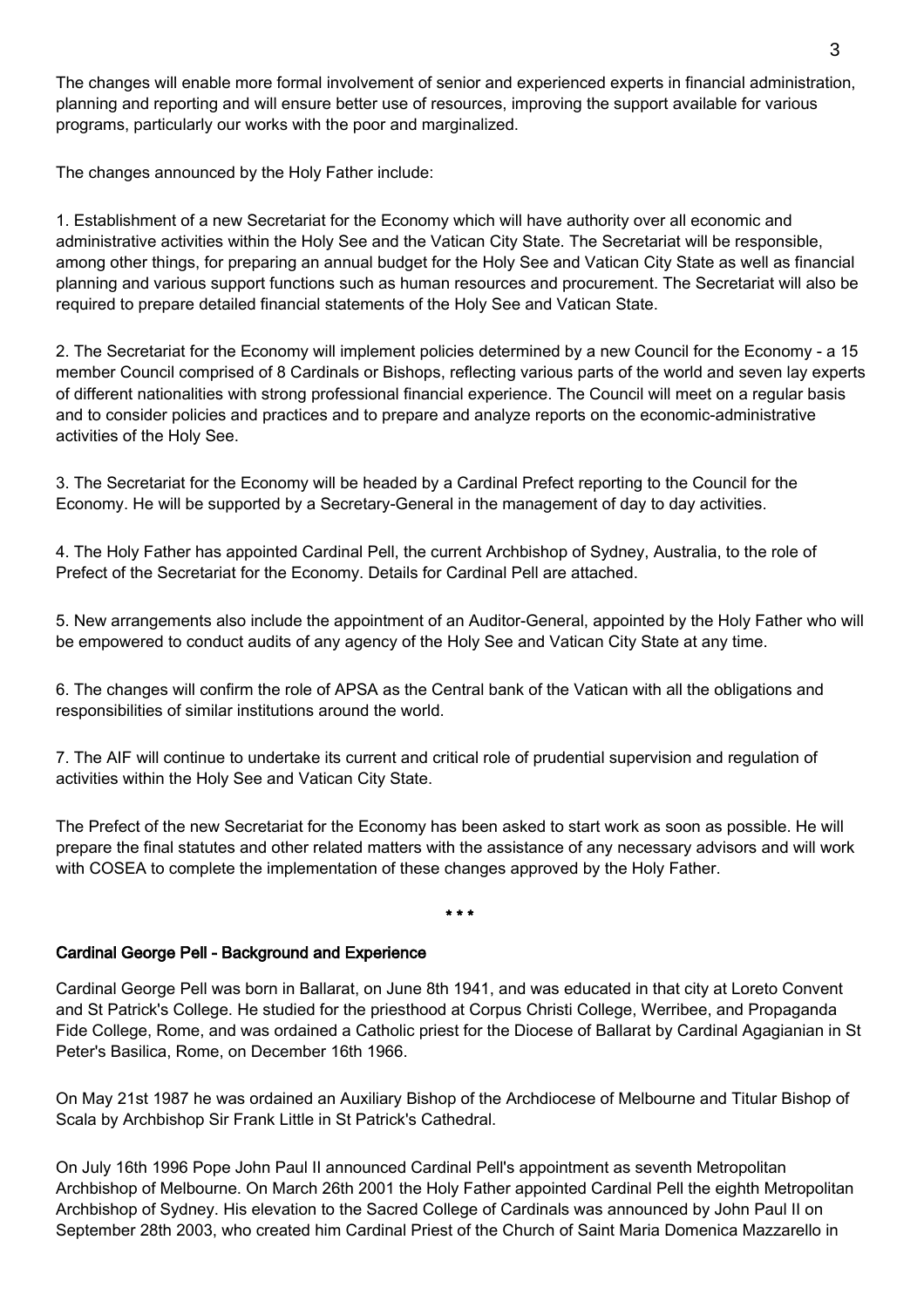The changes will enable more formal involvement of senior and experienced experts in financial administration, planning and reporting and will ensure better use of resources, improving the support available for various programs, particularly our works with the poor and marginalized.

The changes announced by the Holy Father include:

1. Establishment of a new Secretariat for the Economy which will have authority over all economic and administrative activities within the Holy See and the Vatican City State. The Secretariat will be responsible, among other things, for preparing an annual budget for the Holy See and Vatican City State as well as financial planning and various support functions such as human resources and procurement. The Secretariat will also be required to prepare detailed financial statements of the Holy See and Vatican State.

2. The Secretariat for the Economy will implement policies determined by a new Council for the Economy - a 15 member Council comprised of 8 Cardinals or Bishops, reflecting various parts of the world and seven lay experts of different nationalities with strong professional financial experience. The Council will meet on a regular basis and to consider policies and practices and to prepare and analyze reports on the economic-administrative activities of the Holy See.

3. The Secretariat for the Economy will be headed by a Cardinal Prefect reporting to the Council for the Economy. He will be supported by a Secretary-General in the management of day to day activities.

4. The Holy Father has appointed Cardinal Pell, the current Archbishop of Sydney, Australia, to the role of Prefect of the Secretariat for the Economy. Details for Cardinal Pell are attached.

5. New arrangements also include the appointment of an Auditor-General, appointed by the Holy Father who will be empowered to conduct audits of any agency of the Holy See and Vatican City State at any time.

6. The changes will confirm the role of APSA as the Central bank of the Vatican with all the obligations and responsibilities of similar institutions around the world.

7. The AIF will continue to undertake its current and critical role of prudential supervision and regulation of activities within the Holy See and Vatican City State.

The Prefect of the new Secretariat for the Economy has been asked to start work as soon as possible. He will prepare the final statutes and other related matters with the assistance of any necessary advisors and will work with COSEA to complete the implementation of these changes approved by the Holy Father.

* * *

**Cardinal George Pell - Background and Experience**

Cardinal George Pell was born in Ballarat, on June 8th 1941, and was educated in that city at Loreto Convent and St Patrick's College. He studied for the priesthood at Corpus Christi College, Werribee, and Propaganda Fide College, Rome, and was ordained a Catholic priest for the Diocese of Ballarat by Cardinal Agagianian in St Peter's Basilica, Rome, on December 16th 1966.

On May 21st 1987 he was ordained an Auxiliary Bishop of the Archdiocese of Melbourne and Titular Bishop of Scala by Archbishop Sir Frank Little in St Patrick's Cathedral.

On July 16th 1996 Pope John Paul II announced Cardinal Pell's appointment as seventh Metropolitan Archbishop of Melbourne. On March 26th 2001 the Holy Father appointed Cardinal Pell the eighth Metropolitan Archbishop of Sydney. His elevation to the Sacred College of Cardinals was announced by John Paul II on September 28th 2003, who created him Cardinal Priest of the Church of Saint Maria Domenica Mazzarello in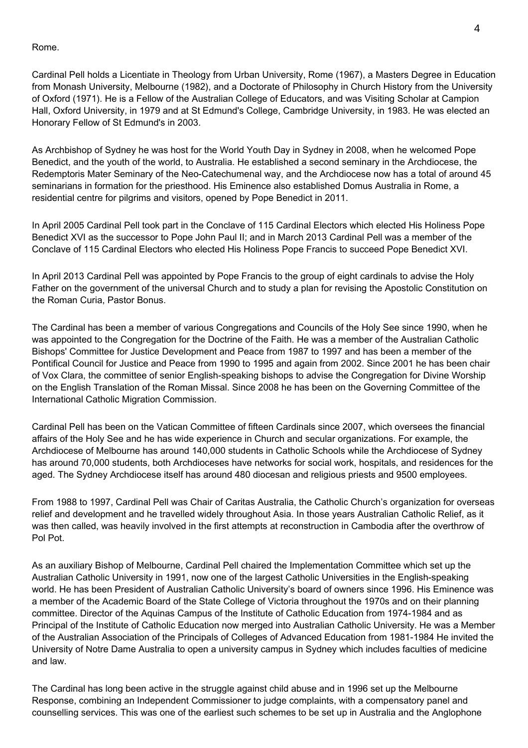Rome.

Cardinal Pell holds a Licentiate in Theology from Urban University, Rome (1967), a Masters Degree in Education from Monash University, Melbourne (1982), and a Doctorate of Philosophy in Church History from the University of Oxford (1971). He is a Fellow of the Australian College of Educators, and was Visiting Scholar at Campion Hall, Oxford University, in 1979 and at St Edmund's College, Cambridge University, in 1983. He was elected an Honorary Fellow of St Edmund's in 2003.

As Archbishop of Sydney he was host for the World Youth Day in Sydney in 2008, when he welcomed Pope Benedict, and the youth of the world, to Australia. He established a second seminary in the Archdiocese, the Redemptoris Mater Seminary of the Neo-Catechumenal way, and the Archdiocese now has a total of around 45 seminarians in formation for the priesthood. His Eminence also established Domus Australia in Rome, a residential centre for pilgrims and visitors, opened by Pope Benedict in 2011.

In April 2005 Cardinal Pell took part in the Conclave of 115 Cardinal Electors which elected His Holiness Pope Benedict XVI as the successor to Pope John Paul II; and in March 2013 Cardinal Pell was a member of the Conclave of 115 Cardinal Electors who elected His Holiness Pope Francis to succeed Pope Benedict XVI.

In April 2013 Cardinal Pell was appointed by Pope Francis to the group of eight cardinals to advise the Holy Father on the government of the universal Church and to study a plan for revising the Apostolic Constitution on the Roman Curia, Pastor Bonus.

The Cardinal has been a member of various Congregations and Councils of the Holy See since 1990, when he was appointed to the Congregation for the Doctrine of the Faith. He was a member of the Australian Catholic Bishops' Committee for Justice Development and Peace from 1987 to 1997 and has been a member of the Pontifical Council for Justice and Peace from 1990 to 1995 and again from 2002. Since 2001 he has been chair of Vox Clara, the committee of senior English-speaking bishops to advise the Congregation for Divine Worship on the English Translation of the Roman Missal. Since 2008 he has been on the Governing Committee of the International Catholic Migration Commission.

Cardinal Pell has been on the Vatican Committee of fifteen Cardinals since 2007, which oversees the financial affairs of the Holy See and he has wide experience in Church and secular organizations. For example, the Archdiocese of Melbourne has around 140,000 students in Catholic Schools while the Archdiocese of Sydney has around 70,000 students, both Archdioceses have networks for social work, hospitals, and residences for the aged. The Sydney Archdiocese itself has around 480 diocesan and religious priests and 9500 employees.

From 1988 to 1997, Cardinal Pell was Chair of Caritas Australia, the Catholic Church's organization for overseas relief and development and he travelled widely throughout Asia. In those years Australian Catholic Relief, as it was then called, was heavily involved in the first attempts at reconstruction in Cambodia after the overthrow of Pol Pot.

As an auxiliary Bishop of Melbourne, Cardinal Pell chaired the Implementation Committee which set up the Australian Catholic University in 1991, now one of the largest Catholic Universities in the English-speaking world. He has been President of Australian Catholic University's board of owners since 1996. His Eminence was a member of the Academic Board of the State College of Victoria throughout the 1970s and on their planning committee. Director of the Aquinas Campus of the Institute of Catholic Education from 1974-1984 and as Principal of the Institute of Catholic Education now merged into Australian Catholic University. He was a Member of the Australian Association of the Principals of Colleges of Advanced Education from 1981-1984 He invited the University of Notre Dame Australia to open a university campus in Sydney which includes faculties of medicine and law.

The Cardinal has long been active in the struggle against child abuse and in 1996 set up the Melbourne Response, combining an Independent Commissioner to judge complaints, with a compensatory panel and counselling services. This was one of the earliest such schemes to be set up in Australia and the Anglophone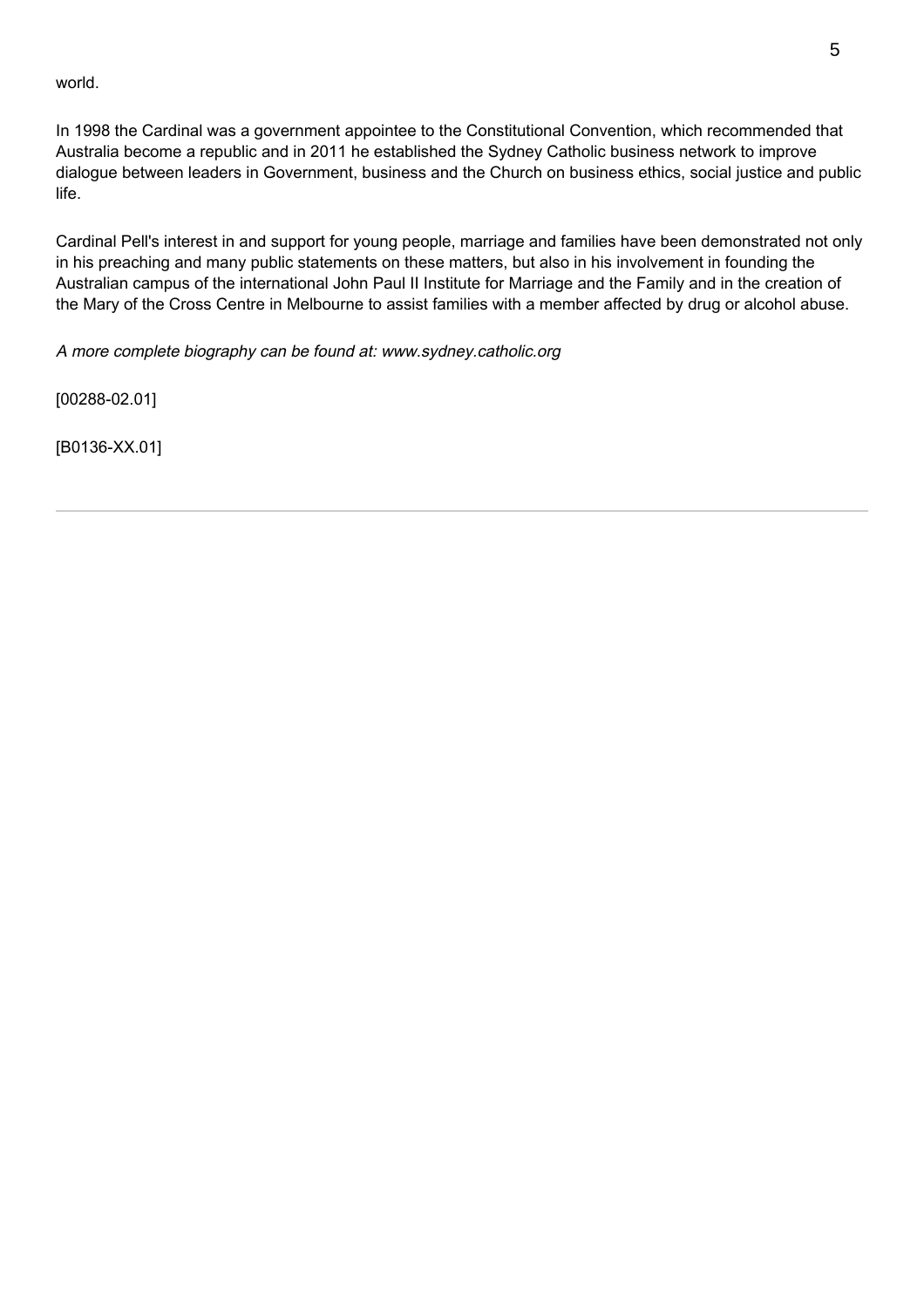world.

In 1998 the Cardinal was a government appointee to the Constitutional Convention, which recommended that Australia become a republic and in 2011 he established the Sydney Catholic business network to improve dialogue between leaders in Government, business and the Church on business ethics, social justice and public life.

Cardinal Pell's interest in and support for young people, marriage and families have been demonstrated not only in his preaching and many public statements on these matters, but also in his involvement in founding the Australian campus of the international John Paul II Institute for Marriage and the Family and in the creation of the Mary of the Cross Centre in Melbourne to assist families with a member affected by drug or alcohol abuse.

*A more complete biography can be found at: www.sydney.catholic.org*

[00288-02.01]

[B0136-XX.01]

---